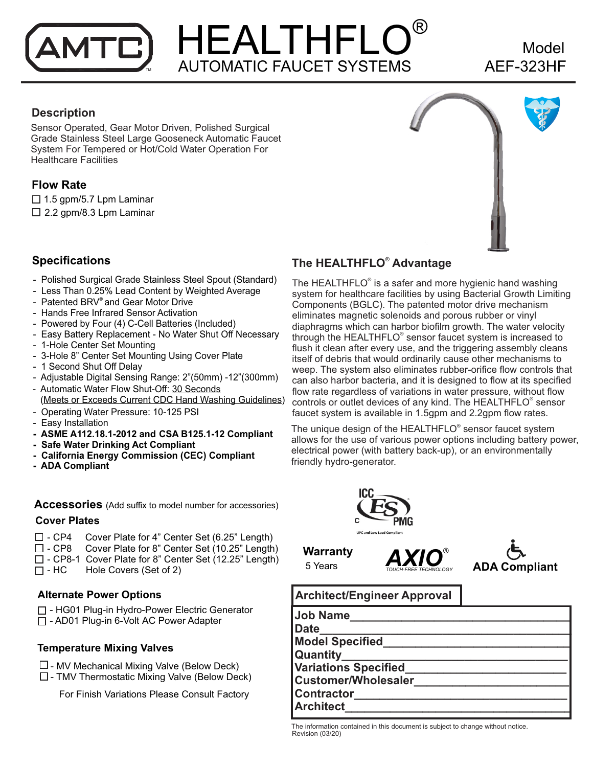# AMTC HEALTHFLO®

## AUTOMATIC FAUCET SYSTEMS

Model
AEF-323HF

## Description

Sensor Operated, Gear Motor Driven, Polished Surgical Grade Stainless Steel Large Gooseneck Automatic Faucet System For Tempered or Hot/Cold Water Operation For Healthcare Facilities

## Flow Rate

- ☐ 1.5 gpm/5.7 Lpm Laminar
- ☐ 2.2 gpm/8.3 Lpm Laminar

## Specifications

- Polished Surgical Grade Stainless Steel Spout (Standard)
- Less Than 0.25% Lead Content by Weighted Average
- Patented BRV® and Gear Motor Drive
- Hands Free Infrared Sensor Activation
- Powered by Four (4) C-Cell Batteries (Included)
- Easy Battery Replacement - No Water Shut Off Necessary
- 1-Hole Center Set Mounting
- 3-Hole 8" Center Set Mounting Using Cover Plate
- 1 Second Shut Off Delay
- Adjustable Digital Sensing Range: 2"(50mm) -12"(300mm)
- Automatic Water Flow Shut-Off: 30 Seconds (Meets or Exceeds Current CDC Hand Washing Guidelines)
- Operating Water Pressure: 10-125 PSI
- Easy Installation
- **ASME A112.18.1-2012 and CSA B125.1-12 Compliant**
- **Safe Water Drinking Act Compliant**
- **California Energy Commission (CEC) Compliant**
- **ADA Compliant**

## The HEALTHFLO® Advantage

The HEALTHFLO® is a safer and more hygienic hand washing system for healthcare facilities by using Bacterial Growth Limiting Components (BGLC). The patented motor drive mechanism eliminates magnetic solenoids and porous rubber or vinyl diaphragms which can harbor biofilm growth. The water velocity through the HEALTHFLO® sensor faucet system is increased to flush it clean after every use, and the triggering assembly cleans itself of debris that would ordinarily cause other mechanisms to weep. The system also eliminates rubber-orifice flow controls that can also harbor bacteria, and it is designed to flow at its specified flow rate regardless of variations in water pressure, without flow controls or outlet devices of any kind. The HEALTHFLO® sensor faucet system is available in 1.5gpm and 2.2gpm flow rates.

The unique design of the HEALTHFLO® sensor faucet system allows for the use of various power options including battery power, electrical power (with battery back-up), or an environmentally friendly hydro-generator.

ICC ES PMG — UPC and Low Lead Compliant

**Warranty**
5 Years

AXIO® TOUCH-FREE TECHNOLOGY

**ADA Compliant**

## Accessories (Add suffix to model number for accessories)

### Cover Plates

- ☐ - CP4 Cover Plate for 4" Center Set (6.25" Length)
- ☐ - CP8 Cover Plate for 8" Center Set (10.25" Length)
- ☐ - CP8-1 Cover Plate for 8" Center Set (12.25" Length)
- ☐ - HC Hole Covers (Set of 2)

### Alternate Power Options

- ☐ - HG01 Plug-in Hydro-Power Electric Generator
- ☐ - AD01 Plug-in 6-Volt AC Power Adapter

### Temperature Mixing Valves

- ☐ - MV Mechanical Mixing Valve (Below Deck)
- ☐ - TMV Thermostatic Mixing Valve (Below Deck)

For Finish Variations Please Consult Factory

## Architect/Engineer Approval

**Job Name**\_\_\_\_\_\_\_\_\_\_\_\_\_\_\_\_\_\_\_\_
**Date**\_\_\_\_\_\_\_\_\_\_\_\_\_\_\_\_\_\_\_\_
**Model Specified**\_\_\_\_\_\_\_\_\_\_\_\_\_\_\_\_\_\_\_\_
**Quantity**\_\_\_\_\_\_\_\_\_\_\_\_\_\_\_\_\_\_\_\_
**Variations Specified**\_\_\_\_\_\_\_\_\_\_\_\_\_\_\_\_\_\_\_\_
**Customer/Wholesaler**\_\_\_\_\_\_\_\_\_\_\_\_\_\_\_\_\_\_\_\_
**Contractor**\_\_\_\_\_\_\_\_\_\_\_\_\_\_\_\_\_\_\_\_
**Architect**\_\_\_\_\_\_\_\_\_\_\_\_\_\_\_\_\_\_\_\_

The information contained in this document is subject to change without notice.
Revision (03/20)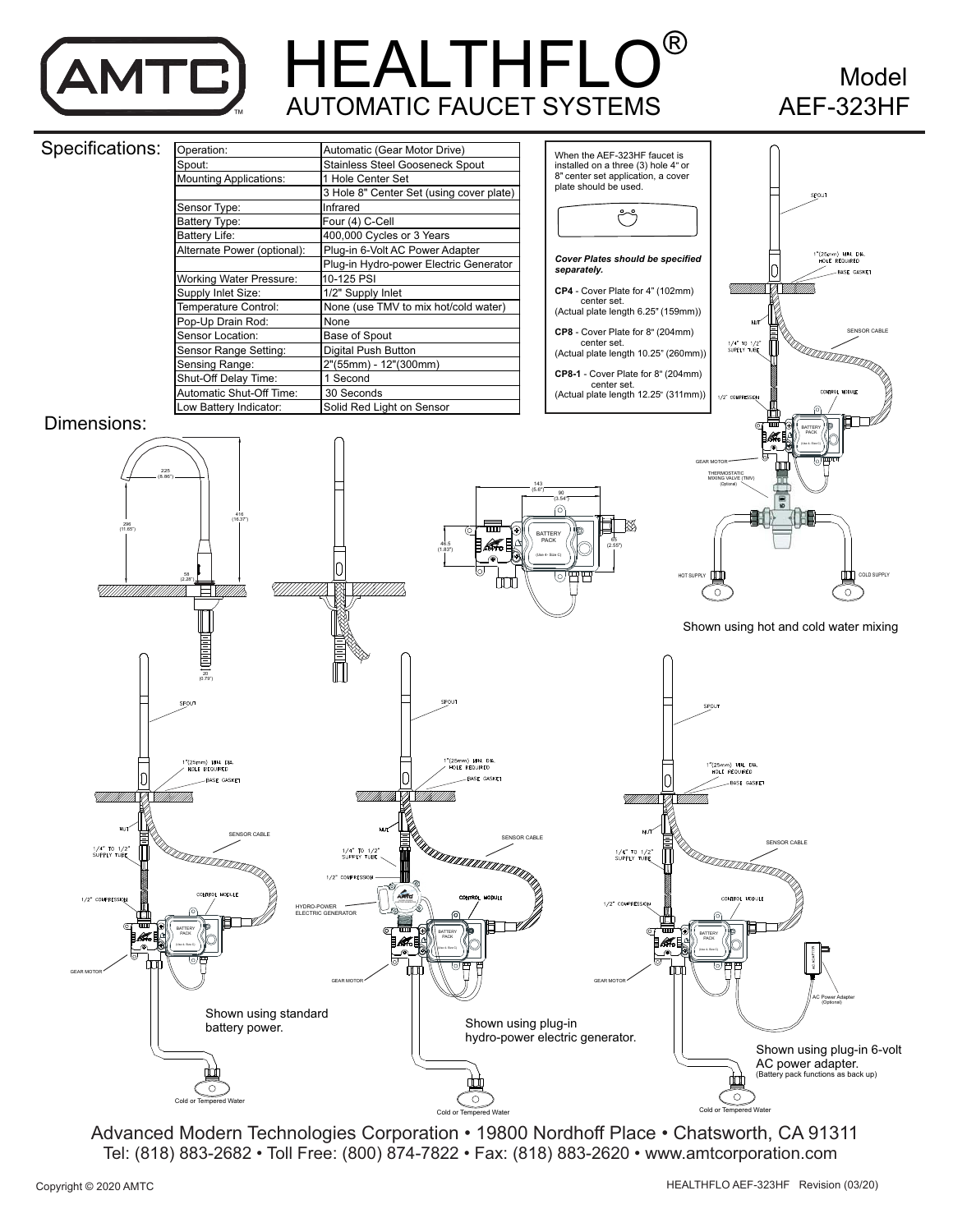# HEALTHFLO® AUTOMATIC FAUCET SYSTEMS

Model AEF-323HF

## Specifications:

| | |
|---|---|
| Operation: | Automatic (Gear Motor Drive) |
| Spout: | Stainless Steel Gooseneck Spout |
| Mounting Applications: | 1 Hole Center Set |
| | 3 Hole 8" Center Set (using cover plate) |
| Sensor Type: | Infrared |
| Battery Type: | Four (4) C-Cell |
| Battery Life: | 400,000 Cycles or 3 Years |
| Alternate Power (optional): | Plug-in 6-Volt AC Power Adapter |
| | Plug-in Hydro-power Electric Generator |
| Working Water Pressure: | 10-125 PSI |
| Supply Inlet Size: | 1/2" Supply Inlet |
| Temperature Control: | None (use TMV to mix hot/cold water) |
| Pop-Up Drain Rod: | None |
| Sensor Location: | Base of Spout |
| Sensor Range Setting: | Digital Push Button |
| Sensing Range: | 2"(55mm) - 12"(300mm) |
| Shut-Off Delay Time: | 1 Second |
| Automatic Shut-Off Time: | 30 Seconds |
| Low Battery Indicator: | Solid Red Light on Sensor |

When the AEF-323HF faucet is installed on a three (3) hole 4" or 8" center set application, a cover plate should be used.

***Cover Plates should be specified separately.***

**CP4** - Cover Plate for 4" (102mm) center set.
(Actual plate length 6.25" (159mm))

**CP8** - Cover Plate for 8" (204mm) center set.
(Actual plate length 10.25" (260mm))

**CP8-1** - Cover Plate for 8" (204mm) center set.
(Actual plate length 12.25" (311mm))

SPOUT
1"(25mm) MIN. DIA. HOLE REQUIRED
BASE GASKET
NUT
SENSOR CABLE
1/4" TO 1/2" SUPPLY TUBE
1/2" COMPRESSION
CONTROL MODULE
BATTERY PACK
GEAR MOTOR
THERMOSTATIC MIXING VALVE (TMV) (Optional)
HOT SUPPLY
COLD SUPPLY

Shown using hot and cold water mixing

## Dimensions:

225 (8.86")
416 (16.37")
296 (11.65")
58 (2.28")
20 (0.79")
143 (5.6")
90 (3.54")
46.5 (1.83")
65 (2.55")
BATTERY PACK

SPOUT
1"(25mm) MIN. DIA. HOLE REQUIRED
BASE GASKET
NUT
SENSOR CABLE
1/4" TO 1/2" SUPPLY TUBE
1/2" COMPRESSION
CONTROL MODULE
BATTERY PACK
GEAR MOTOR
Cold or Tempered Water

Shown using standard battery power.

SPOUT
1"(25mm) MIN. DIA. HOLE REQUIRED
BASE GASKET
NUT
SENSOR CABLE
1/4" TO 1/2" SUPPLY TUBE
1/2" COMPRESSION
HYDRO-POWER ELECTRIC GENERATOR
CONTROL MODULE
BATTERY PACK
GEAR MOTOR
Cold or Tempered Water

Shown using plug-in hydro-power electric generator.

SPOUT
1"(25mm) MIN. DIA. HOLE REQUIRED
BASE GASKET
NUT
SENSOR CABLE
1/4" TO 1/2" SUPPLY TUBE
1/2" COMPRESSION
CONTROL MODULE
BATTERY PACK
GEAR MOTOR
AC Power Adapter (Optional)
Cold or Tempered Water

Shown using plug-in 6-volt AC power adapter.
(Battery pack functions as back up)

Advanced Modern Technologies Corporation • 19800 Nordhoff Place • Chatsworth, CA 91311
Tel: (818) 883-2682 • Toll Free: (800) 874-7822 • Fax: (818) 883-2620 • www.amtcorporation.com

Copyright © 2020 AMTC

HEALTHFLO AEF-323HF Revision (03/20)